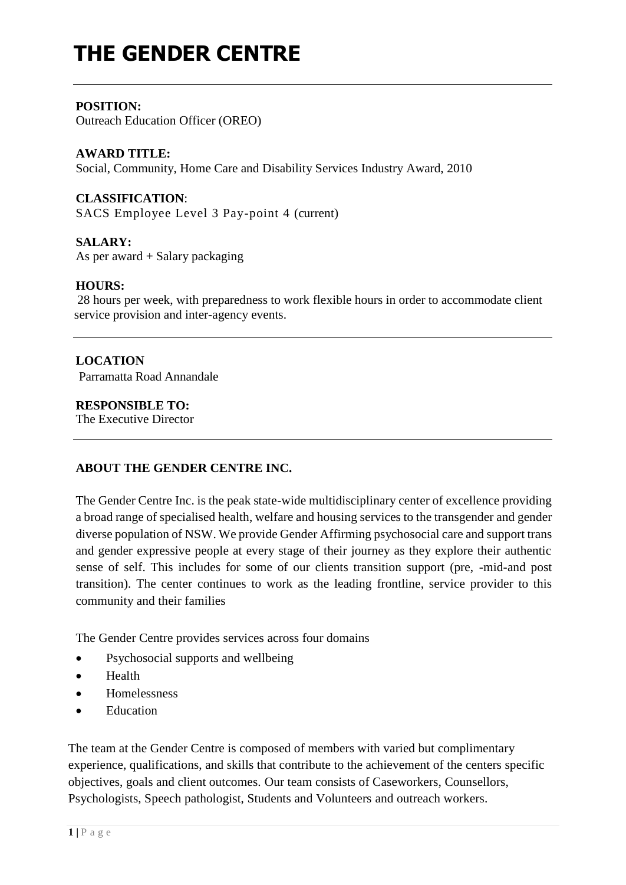# THE GENDER CENTRE

---

**POSITION:**
Outreach Education Officer (OREO)

**AWARD TITLE:**
Social, Community, Home Care and Disability Services Industry Award, 2010

**CLASSIFICATION**:
SACS Employee Level 3 Pay-point 4 (current)

**SALARY:**
As per award + Salary packaging

**HOURS:**
28 hours per week, with preparedness to work flexible hours in order to accommodate client service provision and inter-agency events.

---

**LOCATION**
Parramatta Road Annandale

**RESPONSIBLE TO:**
The Executive Director

---

**ABOUT THE GENDER CENTRE INC.**

The Gender Centre Inc. is the peak state-wide multidisciplinary center of excellence providing a broad range of specialised health, welfare and housing services to the transgender and gender diverse population of NSW. We provide Gender Affirming psychosocial care and support trans and gender expressive people at every stage of their journey as they explore their authentic sense of self. This includes for some of our clients transition support (pre, -mid-and post transition). The center continues to work as the leading frontline, service provider to this community and their families

The Gender Centre provides services across four domains

- Psychosocial supports and wellbeing
- Health
- Homelessness
- Education

The team at the Gender Centre is composed of members with varied but complimentary experience, qualifications, and skills that contribute to the achievement of the centers specific objectives, goals and client outcomes. Our team consists of Caseworkers, Counsellors, Psychologists, Speech pathologist, Students and Volunteers and outreach workers.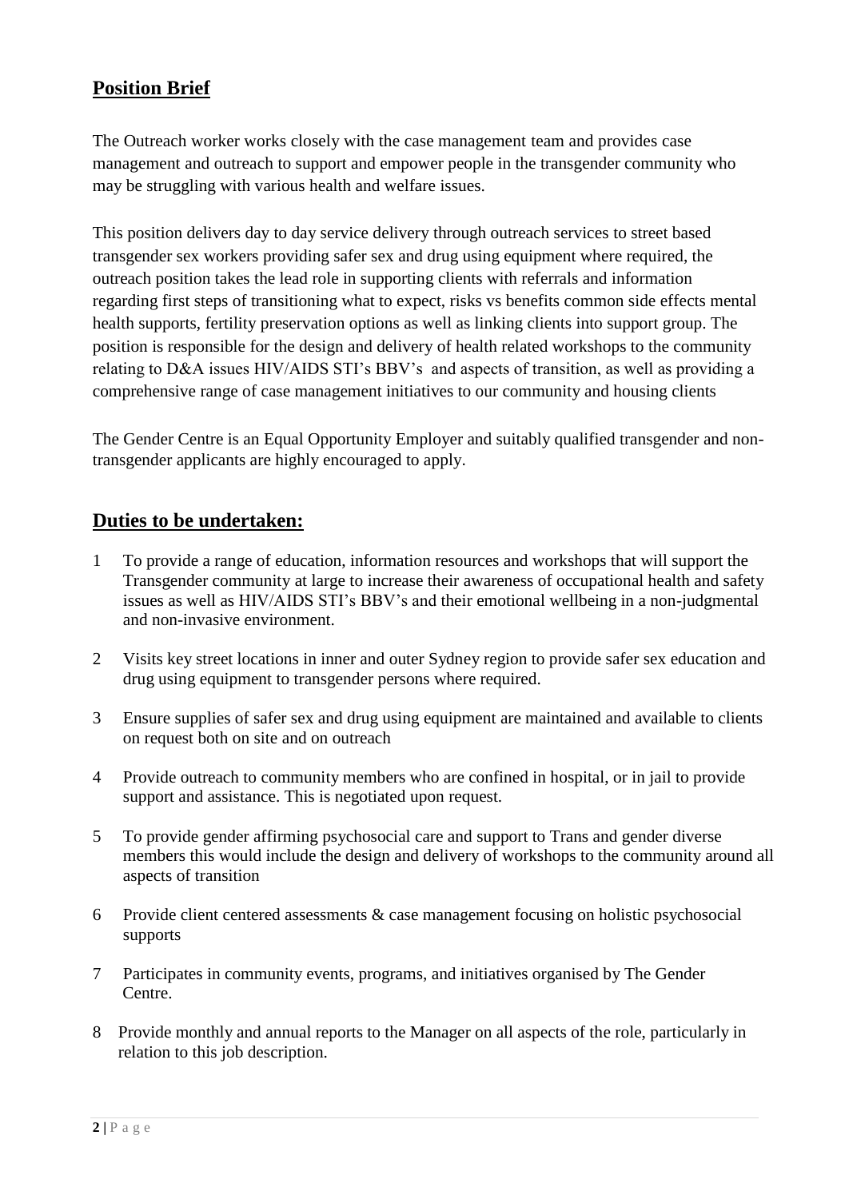## Position Brief

The Outreach worker works closely with the case management team and provides case management and outreach to support and empower people in the transgender community who may be struggling with various health and welfare issues.

This position delivers day to day service delivery through outreach services to street based transgender sex workers providing safer sex and drug using equipment where required, the outreach position takes the lead role in supporting clients with referrals and information regarding first steps of transitioning what to expect, risks vs benefits common side effects mental health supports, fertility preservation options as well as linking clients into support group. The position is responsible for the design and delivery of health related workshops to the community relating to D&A issues HIV/AIDS STI's BBV's and aspects of transition, as well as providing a comprehensive range of case management initiatives to our community and housing clients

The Gender Centre is an Equal Opportunity Employer and suitably qualified transgender and non-transgender applicants are highly encouraged to apply.

## Duties to be undertaken:

1. To provide a range of education, information resources and workshops that will support the Transgender community at large to increase their awareness of occupational health and safety issues as well as HIV/AIDS STI's BBV's and their emotional wellbeing in a non-judgmental and non-invasive environment.
2. Visits key street locations in inner and outer Sydney region to provide safer sex education and drug using equipment to transgender persons where required.
3. Ensure supplies of safer sex and drug using equipment are maintained and available to clients on request both on site and on outreach
4. Provide outreach to community members who are confined in hospital, or in jail to provide support and assistance. This is negotiated upon request.
5. To provide gender affirming psychosocial care and support to Trans and gender diverse members this would include the design and delivery of workshops to the community around all aspects of transition
6. Provide client centered assessments & case management focusing on holistic psychosocial supports
7. Participates in community events, programs, and initiatives organised by The Gender Centre.
8. Provide monthly and annual reports to the Manager on all aspects of the role, particularly in relation to this job description.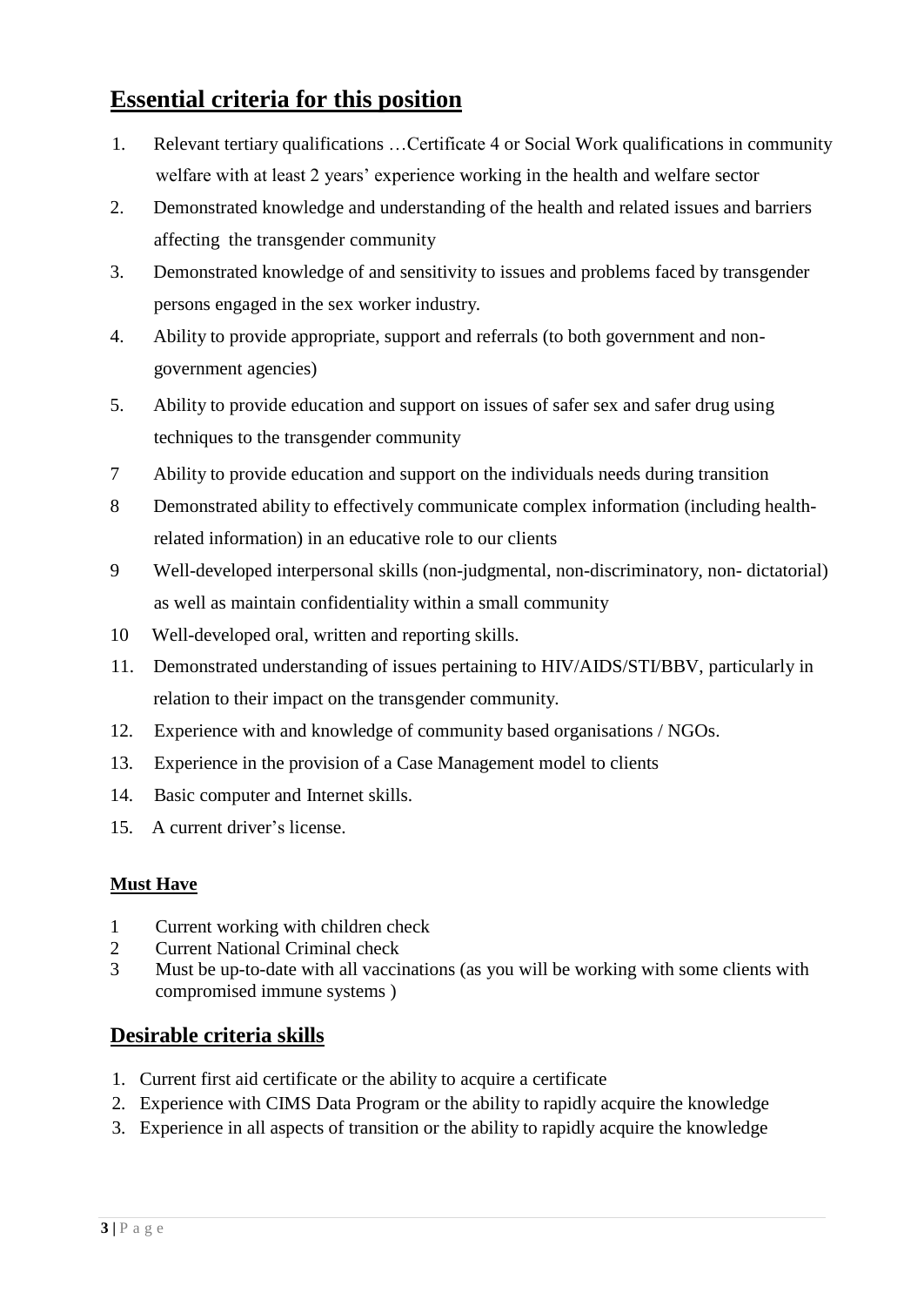## Essential criteria for this position

1. Relevant tertiary qualifications …Certificate 4 or Social Work qualifications in community welfare with at least 2 years' experience working in the health and welfare sector
2. Demonstrated knowledge and understanding of the health and related issues and barriers affecting the transgender community
3. Demonstrated knowledge of and sensitivity to issues and problems faced by transgender persons engaged in the sex worker industry.
4. Ability to provide appropriate, support and referrals (to both government and non-government agencies)
5. Ability to provide education and support on issues of safer sex and safer drug using techniques to the transgender community

7 Ability to provide education and support on the individuals needs during transition

8 Demonstrated ability to effectively communicate complex information (including health-related information) in an educative role to our clients

9 Well-developed interpersonal skills (non-judgmental, non-discriminatory, non- dictatorial) as well as maintain confidentiality within a small community

10 Well-developed oral, written and reporting skills.

11. Demonstrated understanding of issues pertaining to HIV/AIDS/STI/BBV, particularly in relation to their impact on the transgender community.
12. Experience with and knowledge of community based organisations / NGOs.
13. Experience in the provision of a Case Management model to clients
14. Basic computer and Internet skills.
15. A current driver's license.

### Must Have

1 Current working with children check

2 Current National Criminal check

3 Must be up-to-date with all vaccinations (as you will be working with some clients with compromised immune systems )

## Desirable criteria skills

1. Current first aid certificate or the ability to acquire a certificate
2. Experience with CIMS Data Program or the ability to rapidly acquire the knowledge
3. Experience in all aspects of transition or the ability to rapidly acquire the knowledge